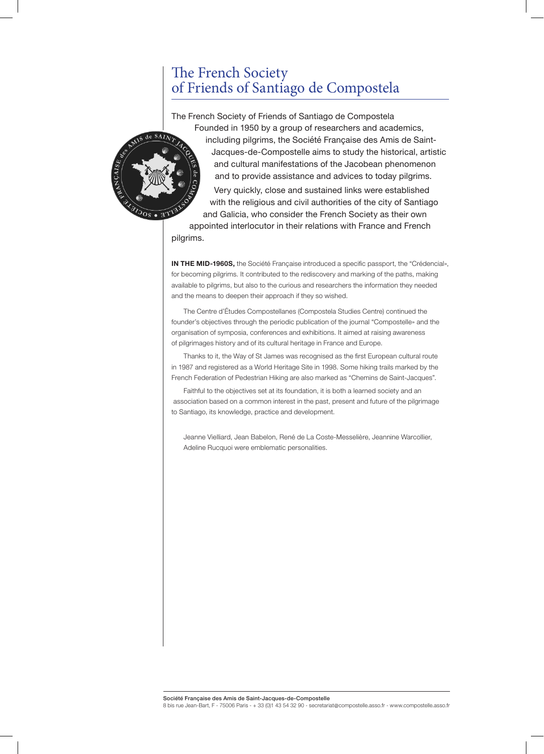# The French Society of Friends of Santiago de Compostela

The French Society of Friends of Santiago de Compostela Founded in 1950 by a group of researchers and academics, including pilgrims, the Société Française des Amis de Saint-Jacques-de-Compostelle aims to study the historical, artistic and cultural manifestations of the Jacobean phenomenon and to provide assistance and advices to today pilgrims.

Very quickly, close and sustained links were established with the religious and civil authorities of the city of Santiago and Galicia, who consider the French Society as their own appointed interlocutor in their relations with France and French pilgrims.

**IN THE MID-1960S,** the Société Française introduced a specific passport, the "Crédencial», for becoming pilgrims. It contributed to the rediscovery and marking of the paths, making available to pilgrims, but also to the curious and researchers the information they needed and the means to deepen their approach if they so wished.

The Centre d'Études Compostellanes (Compostela Studies Centre) continued the founder's objectives through the periodic publication of the journal "Compostelle» and the organisation of symposia, conferences and exhibitions. It aimed at raising awareness of pilgrimages history and of its cultural heritage in France and Europe.

Thanks to it, the Way of St James was recognised as the first European cultural route in 1987 and registered as a World Heritage Site in 1998. Some hiking trails marked by the French Federation of Pedestrian Hiking are also marked as "Chemins de Saint-Jacques".

Faithful to the objectives set at its foundation, it is both a learned society and an association based on a common interest in the past, present and future of the pilgrimage to Santiago, its knowledge, practice and development.

Jeanne Vielliard, Jean Babelon, René de La Coste-Messelière, Jeannine Warcollier, Adeline Rucquoi were emblematic personalities.

**Société Française des Amis de Saint-Jacques-de-Compostelle**
8 bis rue Jean-Bart, F - 75006 Paris - + 33 (0)1 43 54 32 90 - secretariat@compostelle.asso.fr - www.compostelle.asso.fr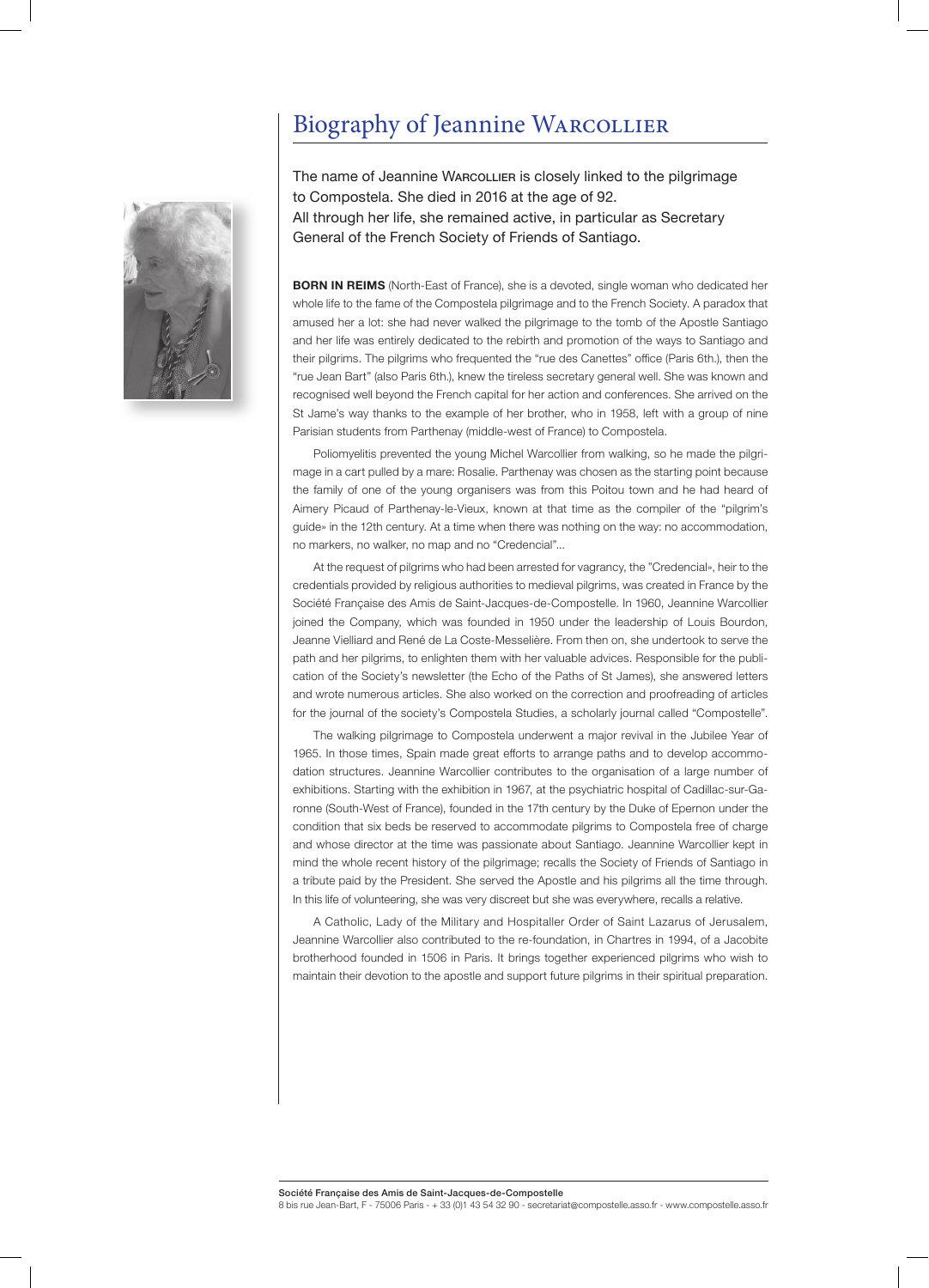# Biography of Jeannine Warcollier

The name of Jeannine Warcollier is closely linked to the pilgrimage to Compostela. She died in 2016 at the age of 92.
All through her life, she remained active, in particular as Secretary General of the French Society of Friends of Santiago.

**BORN IN REIMS** (North-East of France), she is a devoted, single woman who dedicated her whole life to the fame of the Compostela pilgrimage and to the French Society. A paradox that amused her a lot: she had never walked the pilgrimage to the tomb of the Apostle Santiago and her life was entirely dedicated to the rebirth and promotion of the ways to Santiago and their pilgrims. The pilgrims who frequented the "rue des Canettes" office (Paris 6th.), then the "rue Jean Bart" (also Paris 6th.), knew the tireless secretary general well. She was known and recognised well beyond the French capital for her action and conferences. She arrived on the St Jame's way thanks to the example of her brother, who in 1958, left with a group of nine Parisian students from Parthenay (middle-west of France) to Compostela.

Poliomyelitis prevented the young Michel Warcollier from walking, so he made the pilgrimage in a cart pulled by a mare: Rosalie. Parthenay was chosen as the starting point because the family of one of the young organisers was from this Poitou town and he had heard of Aimery Picaud of Parthenay-le-Vieux, known at that time as the compiler of the "pilgrim's guide» in the 12th century. At a time when there was nothing on the way: no accommodation, no markers, no walker, no map and no "Credencial"...

At the request of pilgrims who had been arrested for vagrancy, the "Credencial», heir to the credentials provided by religious authorities to medieval pilgrims, was created in France by the Société Française des Amis de Saint-Jacques-de-Compostelle. In 1960, Jeannine Warcollier joined the Company, which was founded in 1950 under the leadership of Louis Bourdon, Jeanne Vielliard and René de La Coste-Messelière. From then on, she undertook to serve the path and her pilgrims, to enlighten them with her valuable advices. Responsible for the publication of the Society's newsletter (the Echo of the Paths of St James), she answered letters and wrote numerous articles. She also worked on the correction and proofreading of articles for the journal of the society's Compostela Studies, a scholarly journal called "Compostelle".

The walking pilgrimage to Compostela underwent a major revival in the Jubilee Year of 1965. In those times, Spain made great efforts to arrange paths and to develop accommodation structures. Jeannine Warcollier contributes to the organisation of a large number of exhibitions. Starting with the exhibition in 1967, at the psychiatric hospital of Cadillac-sur-Garonne (South-West of France), founded in the 17th century by the Duke of Epernon under the condition that six beds be reserved to accommodate pilgrims to Compostela free of charge and whose director at the time was passionate about Santiago. Jeannine Warcollier kept in mind the whole recent history of the pilgrimage; recalls the Society of Friends of Santiago in a tribute paid by the President. She served the Apostle and his pilgrims all the time through. In this life of volunteering, she was very discreet but she was everywhere, recalls a relative.

A Catholic, Lady of the Military and Hospitaller Order of Saint Lazarus of Jerusalem, Jeannine Warcollier also contributed to the re-foundation, in Chartres in 1994, of a Jacobite brotherhood founded in 1506 in Paris. It brings together experienced pilgrims who wish to maintain their devotion to the apostle and support future pilgrims in their spiritual preparation.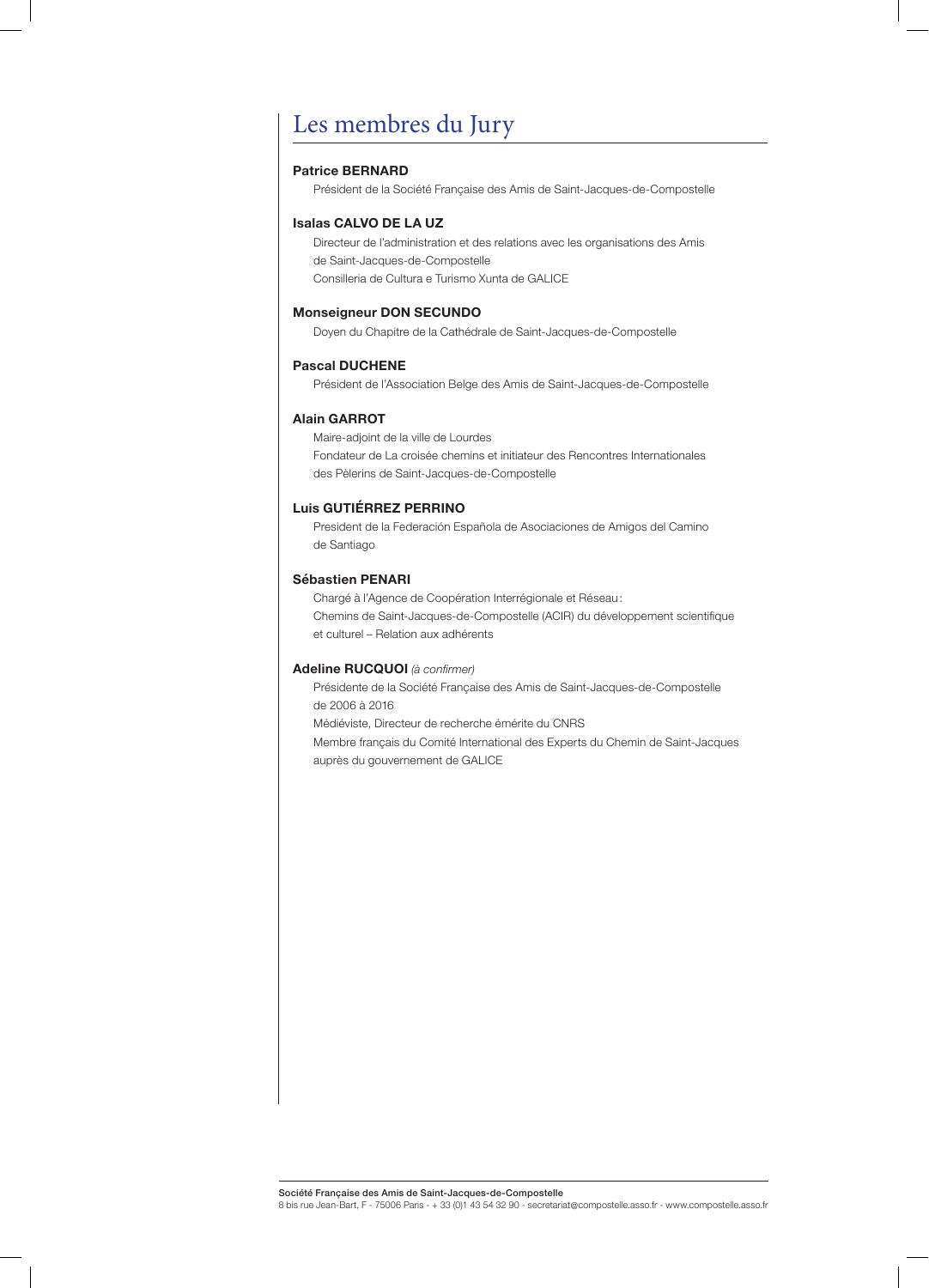# Les membres du Jury

**Patrice BERNARD**

Président de la Société Française des Amis de Saint-Jacques-de-Compostelle

**Isalas CALVO DE LA UZ**

Directeur de l'administration et des relations avec les organisations des Amis de Saint-Jacques-de-Compostelle
Consilleria de Cultura e Turismo Xunta de GALICE

**Monseigneur DON SECUNDO**

Doyen du Chapitre de la Cathédrale de Saint-Jacques-de-Compostelle

**Pascal DUCHENE**

Président de l'Association Belge des Amis de Saint-Jacques-de-Compostelle

**Alain GARROT**

Maire-adjoint de la ville de Lourdes
Fondateur de La croisée chemins et initiateur des Rencontres Internationales des Pèlerins de Saint-Jacques-de-Compostelle

**Luis GUTIÉRREZ PERRINO**

President de la Federación Española de Asociaciones de Amigos del Camino de Santiago

**Sébastien PENARI**

Chargé à l'Agence de Coopération Interrégionale et Réseau :
Chemins de Saint-Jacques-de-Compostelle (ACIR) du développement scientifique et culturel – Relation aux adhérents

**Adeline RUCQUOI** *(à confirmer)*

Présidente de la Société Française des Amis de Saint-Jacques-de-Compostelle de 2006 à 2016
Médiéviste, Directeur de recherche émérite du CNRS
Membre français du Comité International des Experts du Chemin de Saint-Jacques auprès du gouvernement de GALICE

**Société Française des Amis de Saint-Jacques-de-Compostelle**
8 bis rue Jean-Bart, F - 75006 Paris - + 33 (0)1 43 54 32 90 - secretariat@compostelle.asso.fr - www.compostelle.asso.fr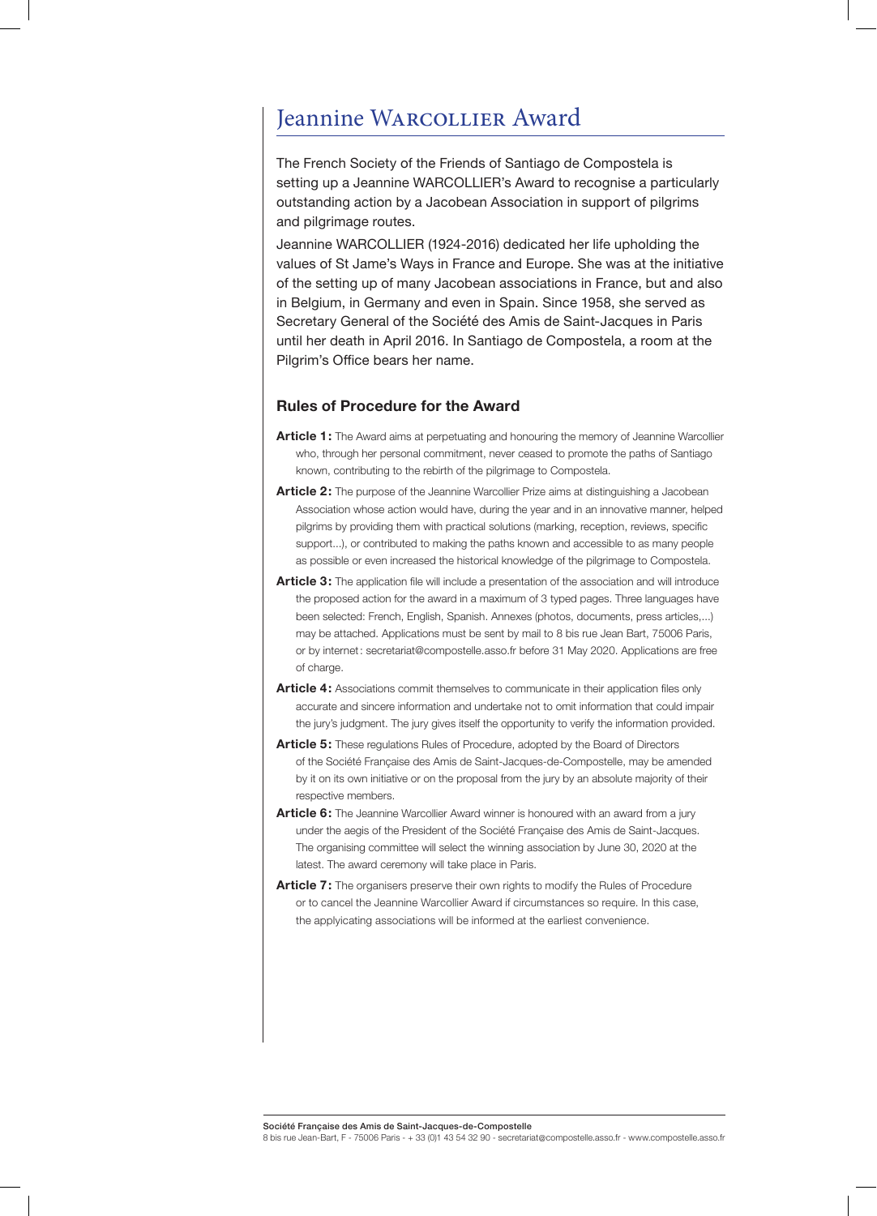# Jeannine WARCOLLIER Award

The French Society of the Friends of Santiago de Compostela is setting up a Jeannine WARCOLLIER's Award to recognise a particularly outstanding action by a Jacobean Association in support of pilgrims and pilgrimage routes.

Jeannine WARCOLLIER (1924-2016) dedicated her life upholding the values of St Jame's Ways in France and Europe. She was at the initiative of the setting up of many Jacobean associations in France, but and also in Belgium, in Germany and even in Spain. Since 1958, she served as Secretary General of the Société des Amis de Saint-Jacques in Paris until her death in April 2016. In Santiago de Compostela, a room at the Pilgrim's Office bears her name.

### Rules of Procedure for the Award

**Article 1:** The Award aims at perpetuating and honouring the memory of Jeannine Warcollier who, through her personal commitment, never ceased to promote the paths of Santiago known, contributing to the rebirth of the pilgrimage to Compostela.

**Article 2:** The purpose of the Jeannine Warcollier Prize aims at distinguishing a Jacobean Association whose action would have, during the year and in an innovative manner, helped pilgrims by providing them with practical solutions (marking, reception, reviews, specific support...), or contributed to making the paths known and accessible to as many people as possible or even increased the historical knowledge of the pilgrimage to Compostela.

**Article 3:** The application file will include a presentation of the association and will introduce the proposed action for the award in a maximum of 3 typed pages. Three languages have been selected: French, English, Spanish. Annexes (photos, documents, press articles,...) may be attached. Applications must be sent by mail to 8 bis rue Jean Bart, 75006 Paris, or by internet: secretariat@compostelle.asso.fr before 31 May 2020. Applications are free of charge.

**Article 4:** Associations commit themselves to communicate in their application files only accurate and sincere information and undertake not to omit information that could impair the jury's judgment. The jury gives itself the opportunity to verify the information provided.

**Article 5:** These regulations Rules of Procedure, adopted by the Board of Directors of the Société Française des Amis de Saint-Jacques-de-Compostelle, may be amended by it on its own initiative or on the proposal from the jury by an absolute majority of their respective members.

**Article 6:** The Jeannine Warcollier Award winner is honoured with an award from a jury under the aegis of the President of the Société Française des Amis de Saint-Jacques. The organising committee will select the winning association by June 30, 2020 at the latest. The award ceremony will take place in Paris.

**Article 7:** The organisers preserve their own rights to modify the Rules of Procedure or to cancel the Jeannine Warcollier Award if circumstances so require. In this case, the applicycating associations will be informed at the earliest convenience.

**Société Française des Amis de Saint-Jacques-de-Compostelle**
8 bis rue Jean-Bart, F - 75006 Paris - + 33 (0)1 43 54 32 90 - secretariat@compostelle.asso.fr - www.compostelle.asso.fr